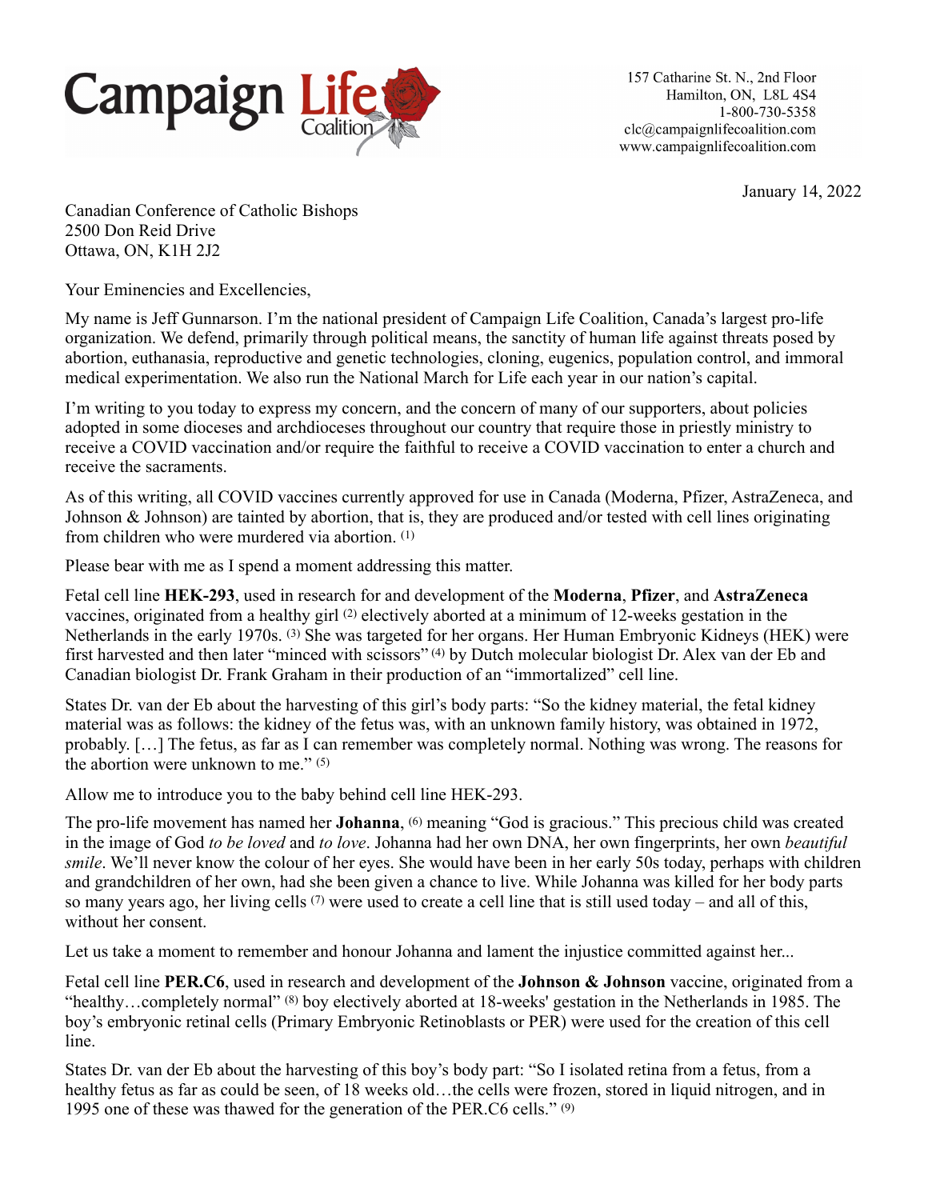Campaign Life Coalition

157 Catharine St. N., 2nd Floor
Hamilton, ON, L8L 4S4
1-800-730-5358
clc@campaignlifecoalition.com
www.campaignlifecoalition.com

January 14, 2022

Canadian Conference of Catholic Bishops
2500 Don Reid Drive
Ottawa, ON, K1H 2J2

Your Eminencies and Excellencies,

My name is Jeff Gunnarson. I'm the national president of Campaign Life Coalition, Canada's largest pro-life organization. We defend, primarily through political means, the sanctity of human life against threats posed by abortion, euthanasia, reproductive and genetic technologies, cloning, eugenics, population control, and immoral medical experimentation. We also run the National March for Life each year in our nation's capital.

I'm writing to you today to express my concern, and the concern of many of our supporters, about policies adopted in some dioceses and archdioceses throughout our country that require those in priestly ministry to receive a COVID vaccination and/or require the faithful to receive a COVID vaccination to enter a church and receive the sacraments.

As of this writing, all COVID vaccines currently approved for use in Canada (Moderna, Pfizer, AstraZeneca, and Johnson & Johnson) are tainted by abortion, that is, they are produced and/or tested with cell lines originating from children who were murdered via abortion. (1)

Please bear with me as I spend a moment addressing this matter.

Fetal cell line **HEK-293**, used in research for and development of the **Moderna**, **Pfizer**, and **AstraZeneca** vaccines, originated from a healthy girl (2) electively aborted at a minimum of 12-weeks gestation in the Netherlands in the early 1970s. (3) She was targeted for her organs. Her Human Embryonic Kidneys (HEK) were first harvested and then later "minced with scissors" (4) by Dutch molecular biologist Dr. Alex van der Eb and Canadian biologist Dr. Frank Graham in their production of an "immortalized" cell line.

States Dr. van der Eb about the harvesting of this girl's body parts: "So the kidney material, the fetal kidney material was as follows: the kidney of the fetus was, with an unknown family history, was obtained in 1972, probably. […] The fetus, as far as I can remember was completely normal. Nothing was wrong. The reasons for the abortion were unknown to me." (5)

Allow me to introduce you to the baby behind cell line HEK-293.

The pro-life movement has named her **Johanna**, (6) meaning "God is gracious." This precious child was created in the image of God *to be loved* and *to love*. Johanna had her own DNA, her own fingerprints, her own *beautiful smile*. We'll never know the colour of her eyes. She would have been in her early 50s today, perhaps with children and grandchildren of her own, had she been given a chance to live. While Johanna was killed for her body parts so many years ago, her living cells (7) were used to create a cell line that is still used today – and all of this, without her consent.

Let us take a moment to remember and honour Johanna and lament the injustice committed against her...

Fetal cell line **PER.C6**, used in research and development of the **Johnson & Johnson** vaccine, originated from a "healthy…completely normal" (8) boy electively aborted at 18-weeks' gestation in the Netherlands in 1985. The boy's embryonic retinal cells (Primary Embryonic Retinoblasts or PER) were used for the creation of this cell line.

States Dr. van der Eb about the harvesting of this boy's body part: "So I isolated retina from a fetus, from a healthy fetus as far as could be seen, of 18 weeks old…the cells were frozen, stored in liquid nitrogen, and in 1995 one of these was thawed for the generation of the PER.C6 cells." (9)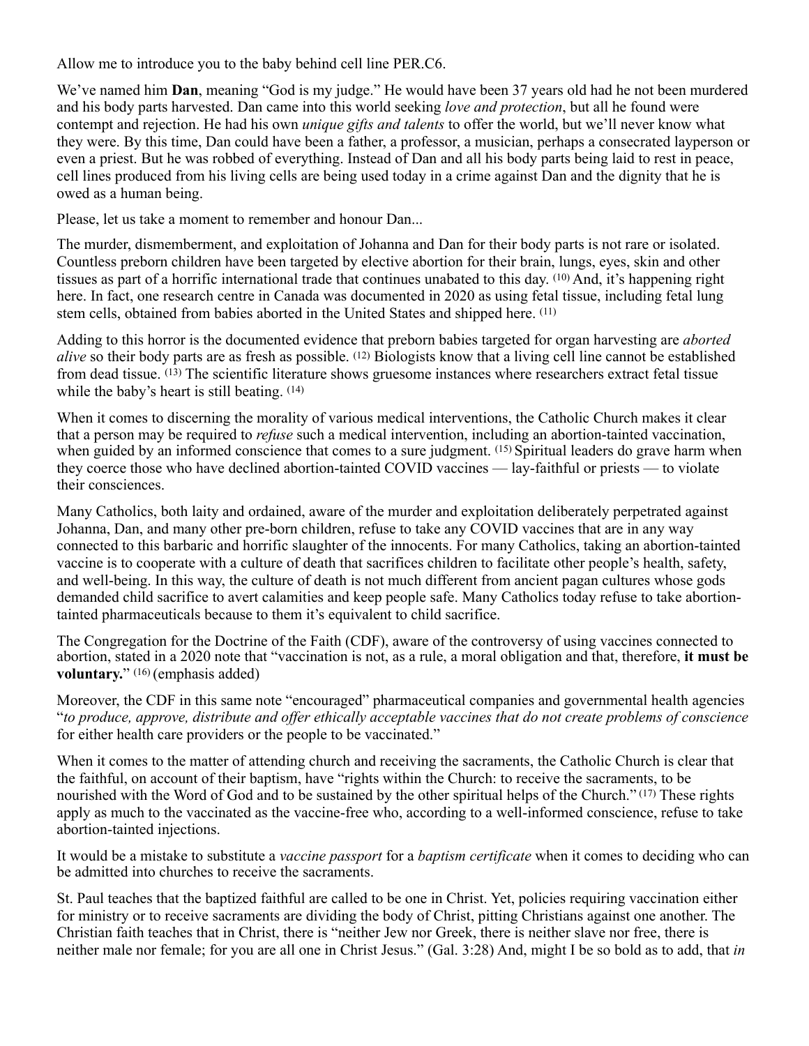Allow me to introduce you to the baby behind cell line PER.C6.

We've named him **Dan**, meaning "God is my judge." He would have been 37 years old had he not been murdered and his body parts harvested. Dan came into this world seeking *love and protection*, but all he found were contempt and rejection. He had his own *unique gifts and talents* to offer the world, but we'll never know what they were. By this time, Dan could have been a father, a professor, a musician, perhaps a consecrated layperson or even a priest. But he was robbed of everything. Instead of Dan and all his body parts being laid to rest in peace, cell lines produced from his living cells are being used today in a crime against Dan and the dignity that he is owed as a human being.

Please, let us take a moment to remember and honour Dan...

The murder, dismemberment, and exploitation of Johanna and Dan for their body parts is not rare or isolated. Countless preborn children have been targeted by elective abortion for their brain, lungs, eyes, skin and other tissues as part of a horrific international trade that continues unabated to this day. (10) And, it's happening right here. In fact, one research centre in Canada was documented in 2020 as using fetal tissue, including fetal lung stem cells, obtained from babies aborted in the United States and shipped here. (11)

Adding to this horror is the documented evidence that preborn babies targeted for organ harvesting are *aborted alive* so their body parts are as fresh as possible. (12) Biologists know that a living cell line cannot be established from dead tissue. (13) The scientific literature shows gruesome instances where researchers extract fetal tissue while the baby's heart is still beating. (14)

When it comes to discerning the morality of various medical interventions, the Catholic Church makes it clear that a person may be required to *refuse* such a medical intervention, including an abortion-tainted vaccination, when guided by an informed conscience that comes to a sure judgment. (15) Spiritual leaders do grave harm when they coerce those who have declined abortion-tainted COVID vaccines — lay-faithful or priests — to violate their consciences.

Many Catholics, both laity and ordained, aware of the murder and exploitation deliberately perpetrated against Johanna, Dan, and many other pre-born children, refuse to take any COVID vaccines that are in any way connected to this barbaric and horrific slaughter of the innocents. For many Catholics, taking an abortion-tainted vaccine is to cooperate with a culture of death that sacrifices children to facilitate other people's health, safety, and well-being. In this way, the culture of death is not much different from ancient pagan cultures whose gods demanded child sacrifice to avert calamities and keep people safe. Many Catholics today refuse to take abortion-tainted pharmaceuticals because to them it's equivalent to child sacrifice.

The Congregation for the Doctrine of the Faith (CDF), aware of the controversy of using vaccines connected to abortion, stated in a 2020 note that "vaccination is not, as a rule, a moral obligation and that, therefore, **it must be voluntary.**" (16) (emphasis added)

Moreover, the CDF in this same note "encouraged" pharmaceutical companies and governmental health agencies "*to produce, approve, distribute and offer ethically acceptable vaccines that do not create problems of conscience* for either health care providers or the people to be vaccinated."

When it comes to the matter of attending church and receiving the sacraments, the Catholic Church is clear that the faithful, on account of their baptism, have "rights within the Church: to receive the sacraments, to be nourished with the Word of God and to be sustained by the other spiritual helps of the Church." (17) These rights apply as much to the vaccinated as the vaccine-free who, according to a well-informed conscience, refuse to take abortion-tainted injections.

It would be a mistake to substitute a *vaccine passport* for a *baptism certificate* when it comes to deciding who can be admitted into churches to receive the sacraments.

St. Paul teaches that the baptized faithful are called to be one in Christ. Yet, policies requiring vaccination either for ministry or to receive sacraments are dividing the body of Christ, pitting Christians against one another. The Christian faith teaches that in Christ, there is "neither Jew nor Greek, there is neither slave nor free, there is neither male nor female; for you are all one in Christ Jesus." (Gal. 3:28) And, might I be so bold as to add, that *in*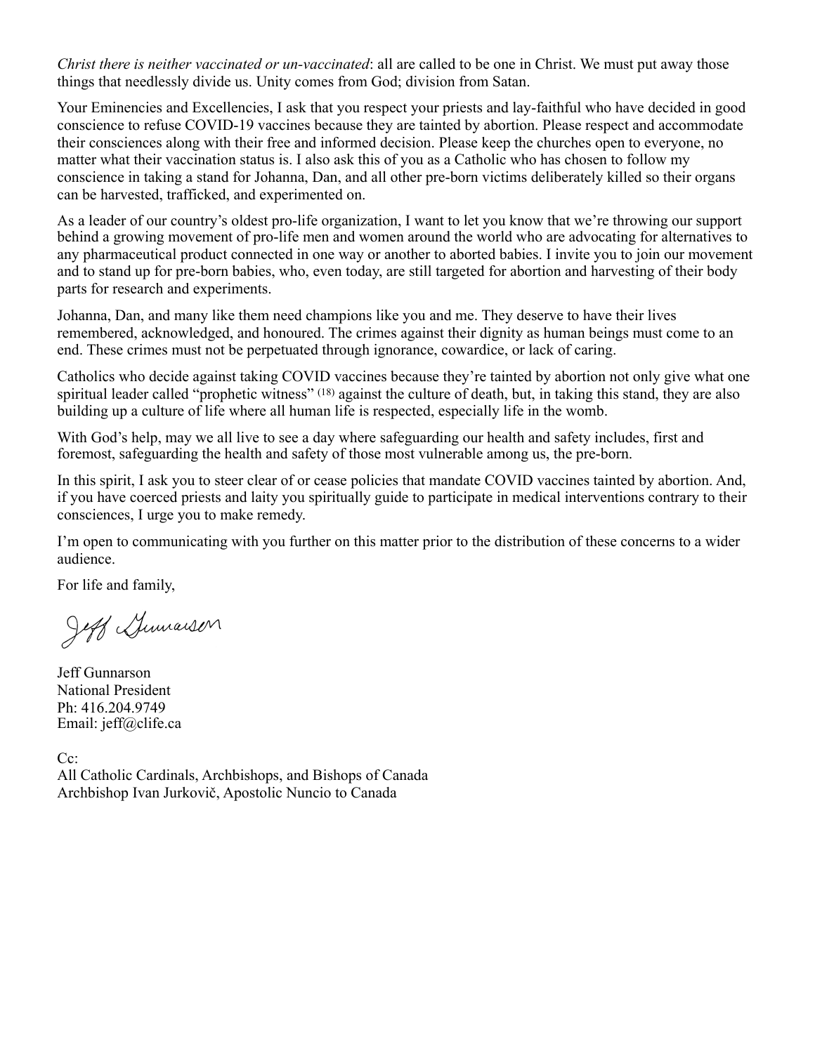*Christ there is neither vaccinated or un-vaccinated*: all are called to be one in Christ. We must put away those things that needlessly divide us. Unity comes from God; division from Satan.

Your Eminencies and Excellencies, I ask that you respect your priests and lay-faithful who have decided in good conscience to refuse COVID-19 vaccines because they are tainted by abortion. Please respect and accommodate their consciences along with their free and informed decision. Please keep the churches open to everyone, no matter what their vaccination status is. I also ask this of you as a Catholic who has chosen to follow my conscience in taking a stand for Johanna, Dan, and all other pre-born victims deliberately killed so their organs can be harvested, trafficked, and experimented on.

As a leader of our country's oldest pro-life organization, I want to let you know that we're throwing our support behind a growing movement of pro-life men and women around the world who are advocating for alternatives to any pharmaceutical product connected in one way or another to aborted babies. I invite you to join our movement and to stand up for pre-born babies, who, even today, are still targeted for abortion and harvesting of their body parts for research and experiments.

Johanna, Dan, and many like them need champions like you and me. They deserve to have their lives remembered, acknowledged, and honoured. The crimes against their dignity as human beings must come to an end. These crimes must not be perpetuated through ignorance, cowardice, or lack of caring.

Catholics who decide against taking COVID vaccines because they're tainted by abortion not only give what one spiritual leader called "prophetic witness" [18] against the culture of death, but, in taking this stand, they are also building up a culture of life where all human life is respected, especially life in the womb.

With God's help, may we all live to see a day where safeguarding our health and safety includes, first and foremost, safeguarding the health and safety of those most vulnerable among us, the pre-born.

In this spirit, I ask you to steer clear of or cease policies that mandate COVID vaccines tainted by abortion. And, if you have coerced priests and laity you spiritually guide to participate in medical interventions contrary to their consciences, I urge you to make remedy.

I'm open to communicating with you further on this matter prior to the distribution of these concerns to a wider audience.

For life and family,

Jeff Gunnarson

Jeff Gunnarson
National President
Ph: 416.204.9749
Email: jeff@clife.ca

Cc:
All Catholic Cardinals, Archbishops, and Bishops of Canada
Archbishop Ivan Jurkovič, Apostolic Nuncio to Canada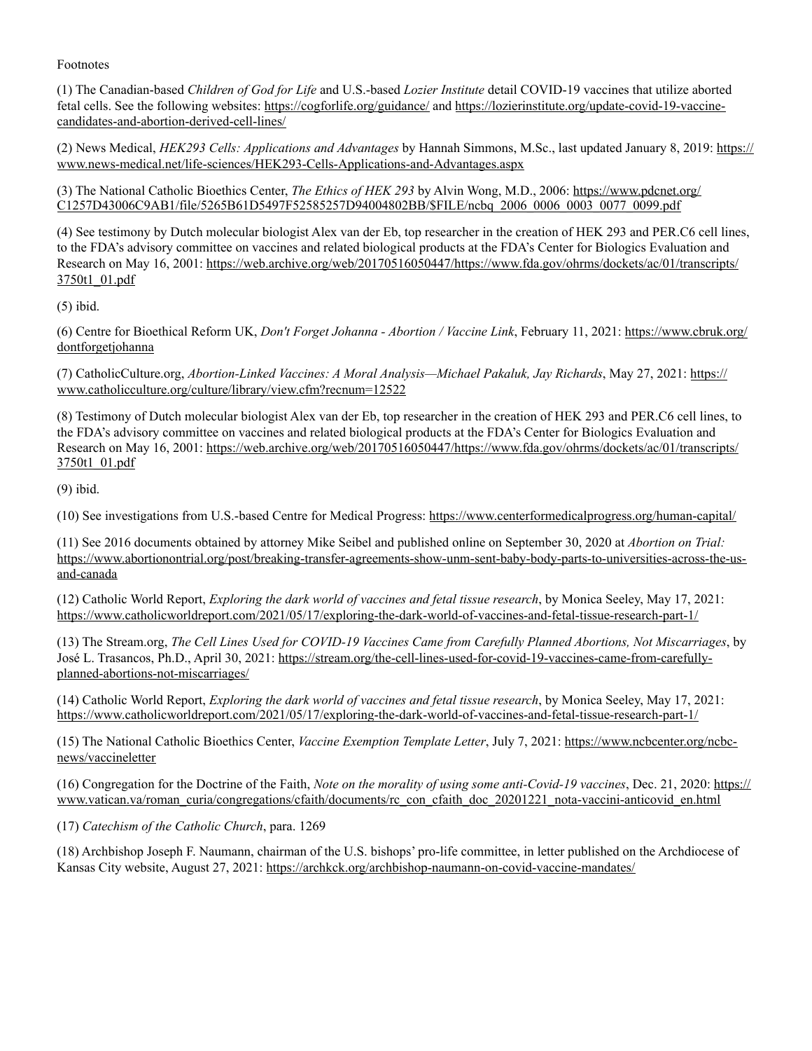Footnotes

(1) The Canadian-based *Children of God for Life* and U.S.-based *Lozier Institute* detail COVID-19 vaccines that utilize aborted fetal cells. See the following websites: https://cogforlife.org/guidance/ and https://lozierinstitute.org/update-covid-19-vaccine-candidates-and-abortion-derived-cell-lines/

(2) News Medical, *HEK293 Cells: Applications and Advantages* by Hannah Simmons, M.Sc., last updated January 8, 2019: https://www.news-medical.net/life-sciences/HEK293-Cells-Applications-and-Advantages.aspx

(3) The National Catholic Bioethics Center, *The Ethics of HEK 293* by Alvin Wong, M.D., 2006: https://www.pdcnet.org/C1257D43006C9AB1/file/5265B61D5497F52585257D94004802BB/$FILE/ncbq_2006_0006_0003_0077_0099.pdf

(4) See testimony by Dutch molecular biologist Alex van der Eb, top researcher in the creation of HEK 293 and PER.C6 cell lines, to the FDA's advisory committee on vaccines and related biological products at the FDA's Center for Biologics Evaluation and Research on May 16, 2001: https://web.archive.org/web/20170516050447/https://www.fda.gov/ohrms/dockets/ac/01/transcripts/3750t1_01.pdf

(5) ibid.

(6) Centre for Bioethical Reform UK, *Don't Forget Johanna - Abortion / Vaccine Link*, February 11, 2021: https://www.cbruk.org/dontforgetjohanna

(7) CatholicCulture.org, *Abortion-Linked Vaccines: A Moral Analysis—Michael Pakaluk, Jay Richards*, May 27, 2021: https://www.catholicculture.org/culture/library/view.cfm?recnum=12522

(8) Testimony of Dutch molecular biologist Alex van der Eb, top researcher in the creation of HEK 293 and PER.C6 cell lines, to the FDA's advisory committee on vaccines and related biological products at the FDA's Center for Biologics Evaluation and Research on May 16, 2001: https://web.archive.org/web/20170516050447/https://www.fda.gov/ohrms/dockets/ac/01/transcripts/3750t1_01.pdf

(9) ibid.

(10) See investigations from U.S.-based Centre for Medical Progress: https://www.centerformedicalprogress.org/human-capital/

(11) See 2016 documents obtained by attorney Mike Seibel and published online on September 30, 2020 at *Abortion on Trial:* https://www.abortionontrial.org/post/breaking-transfer-agreements-show-unm-sent-baby-body-parts-to-universities-across-the-us-and-canada

(12) Catholic World Report, *Exploring the dark world of vaccines and fetal tissue research*, by Monica Seeley, May 17, 2021: https://www.catholicworldreport.com/2021/05/17/exploring-the-dark-world-of-vaccines-and-fetal-tissue-research-part-1/

(13) The Stream.org, *The Cell Lines Used for COVID-19 Vaccines Came from Carefully Planned Abortions, Not Miscarriages*, by José L. Trasancos, Ph.D., April 30, 2021: https://stream.org/the-cell-lines-used-for-covid-19-vaccines-came-from-carefully-planned-abortions-not-miscarriages/

(14) Catholic World Report, *Exploring the dark world of vaccines and fetal tissue research*, by Monica Seeley, May 17, 2021: https://www.catholicworldreport.com/2021/05/17/exploring-the-dark-world-of-vaccines-and-fetal-tissue-research-part-1/

(15) The National Catholic Bioethics Center, *Vaccine Exemption Template Letter*, July 7, 2021: https://www.ncbcenter.org/ncbc-news/vaccineletter

(16) Congregation for the Doctrine of the Faith, *Note on the morality of using some anti-Covid-19 vaccines*, Dec. 21, 2020: https://www.vatican.va/roman_curia/congregations/cfaith/documents/rc_con_cfaith_doc_20201221_nota-vaccini-anticovid_en.html

(17) *Catechism of the Catholic Church*, para. 1269

(18) Archbishop Joseph F. Naumann, chairman of the U.S. bishops' pro-life committee, in letter published on the Archdiocese of Kansas City website, August 27, 2021: https://archkck.org/archbishop-naumann-on-covid-vaccine-mandates/